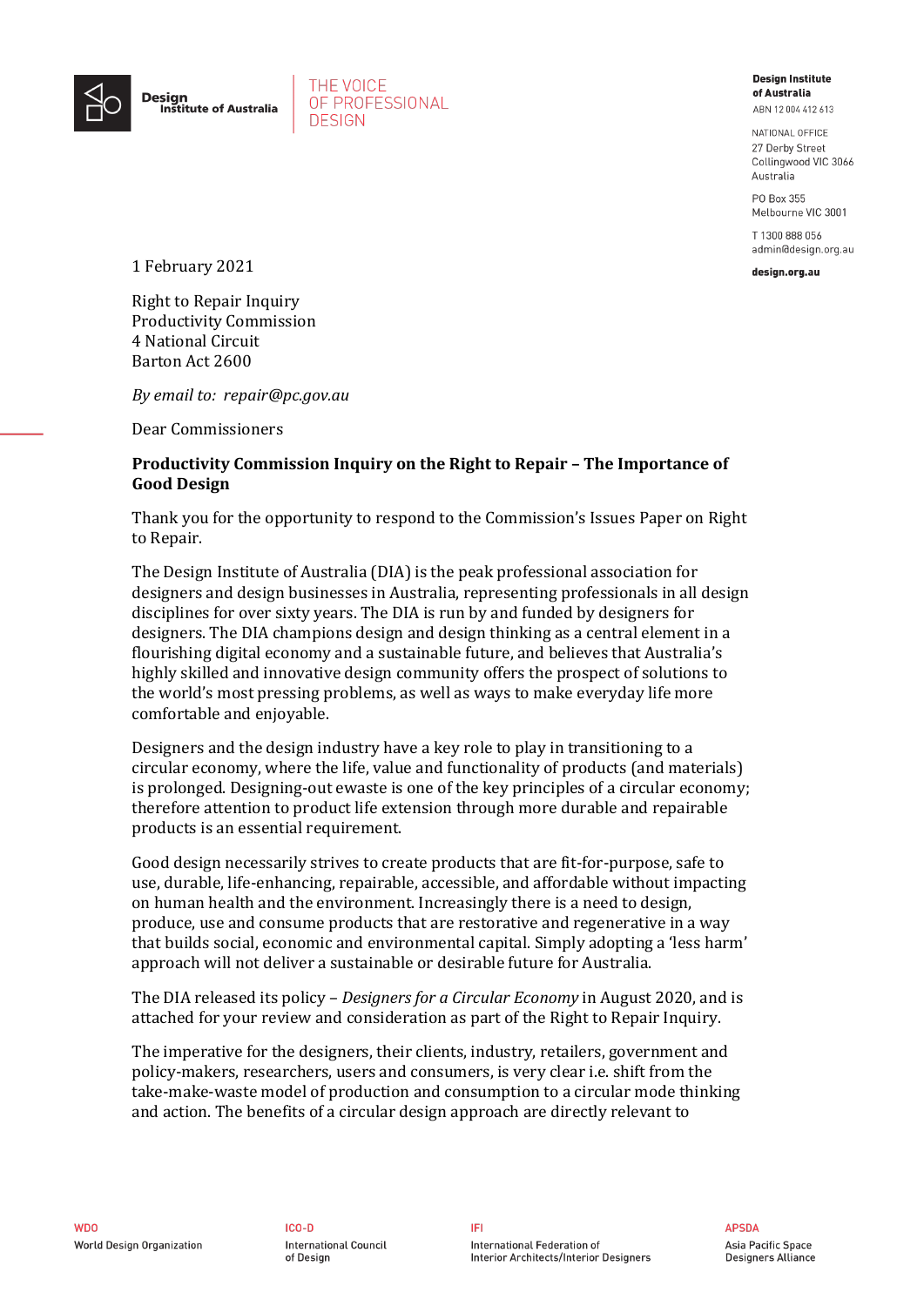Design Institute of Australia

THE VOICE OF PROFESSIONAL DESIGN

**Design Institute of Australia**
ABN 12 004 412 613

NATIONAL OFFICE
27 Derby Street
Collingwood VIC 3066
Australia

PO Box 355
Melbourne VIC 3001

T 1300 888 056
admin@design.org.au

**design.org.au**

1 February 2021

Right to Repair Inquiry
Productivity Commission
4 National Circuit
Barton Act 2600

*By email to: repair@pc.gov.au*

Dear Commissioners

**Productivity Commission Inquiry on the Right to Repair – The Importance of Good Design**

Thank you for the opportunity to respond to the Commission's Issues Paper on Right to Repair.

The Design Institute of Australia (DIA) is the peak professional association for designers and design businesses in Australia, representing professionals in all design disciplines for over sixty years. The DIA is run by and funded by designers for designers. The DIA champions design and design thinking as a central element in a flourishing digital economy and a sustainable future, and believes that Australia's highly skilled and innovative design community offers the prospect of solutions to the world's most pressing problems, as well as ways to make everyday life more comfortable and enjoyable.

Designers and the design industry have a key role to play in transitioning to a circular economy, where the life, value and functionality of products (and materials) is prolonged. Designing-out ewaste is one of the key principles of a circular economy; therefore attention to product life extension through more durable and repairable products is an essential requirement.

Good design necessarily strives to create products that are fit-for-purpose, safe to use, durable, life-enhancing, repairable, accessible, and affordable without impacting on human health and the environment. Increasingly there is a need to design, produce, use and consume products that are restorative and regenerative in a way that builds social, economic and environmental capital. Simply adopting a 'less harm' approach will not deliver a sustainable or desirable future for Australia.

The DIA released its policy – *Designers for a Circular Economy* in August 2020, and is attached for your review and consideration as part of the Right to Repair Inquiry.

The imperative for the designers, their clients, industry, retailers, government and policy-makers, researchers, users and consumers, is very clear i.e. shift from the take-make-waste model of production and consumption to a circular mode thinking and action. The benefits of a circular design approach are directly relevant to

WDO
World Design Organization

ICO-D
International Council of Design

IFI
International Federation of Interior Architects/Interior Designers

APSDA
Asia Pacific Space Designers Alliance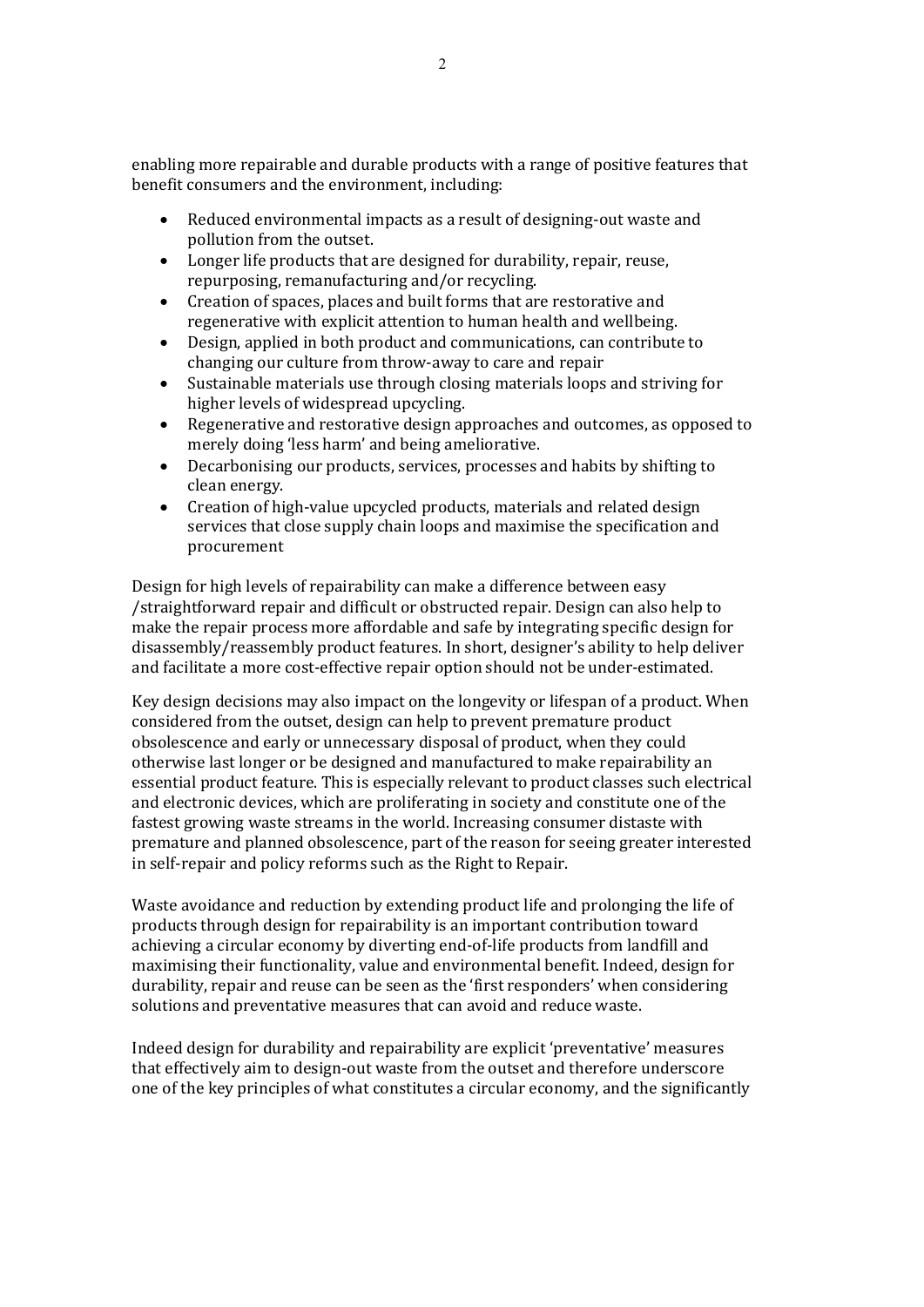enabling more repairable and durable products with a range of positive features that benefit consumers and the environment, including:

- Reduced environmental impacts as a result of designing-out waste and pollution from the outset.
- Longer life products that are designed for durability, repair, reuse, repurposing, remanufacturing and/or recycling.
- Creation of spaces, places and built forms that are restorative and regenerative with explicit attention to human health and wellbeing.
- Design, applied in both product and communications, can contribute to changing our culture from throw-away to care and repair
- Sustainable materials use through closing materials loops and striving for higher levels of widespread upcycling.
- Regenerative and restorative design approaches and outcomes, as opposed to merely doing 'less harm' and being ameliorative.
- Decarbonising our products, services, processes and habits by shifting to clean energy.
- Creation of high-value upcycled products, materials and related design services that close supply chain loops and maximise the specification and procurement

Design for high levels of repairability can make a difference between easy /straightforward repair and difficult or obstructed repair. Design can also help to make the repair process more affordable and safe by integrating specific design for disassembly/reassembly product features. In short, designer's ability to help deliver and facilitate a more cost-effective repair option should not be under-estimated.

Key design decisions may also impact on the longevity or lifespan of a product. When considered from the outset, design can help to prevent premature product obsolescence and early or unnecessary disposal of product, when they could otherwise last longer or be designed and manufactured to make repairability an essential product feature. This is especially relevant to product classes such electrical and electronic devices, which are proliferating in society and constitute one of the fastest growing waste streams in the world. Increasing consumer distaste with premature and planned obsolescence, part of the reason for seeing greater interested in self-repair and policy reforms such as the Right to Repair.

Waste avoidance and reduction by extending product life and prolonging the life of products through design for repairability is an important contribution toward achieving a circular economy by diverting end-of-life products from landfill and maximising their functionality, value and environmental benefit. Indeed, design for durability, repair and reuse can be seen as the 'first responders' when considering solutions and preventative measures that can avoid and reduce waste.

Indeed design for durability and repairability are explicit 'preventative' measures that effectively aim to design-out waste from the outset and therefore underscore one of the key principles of what constitutes a circular economy, and the significantly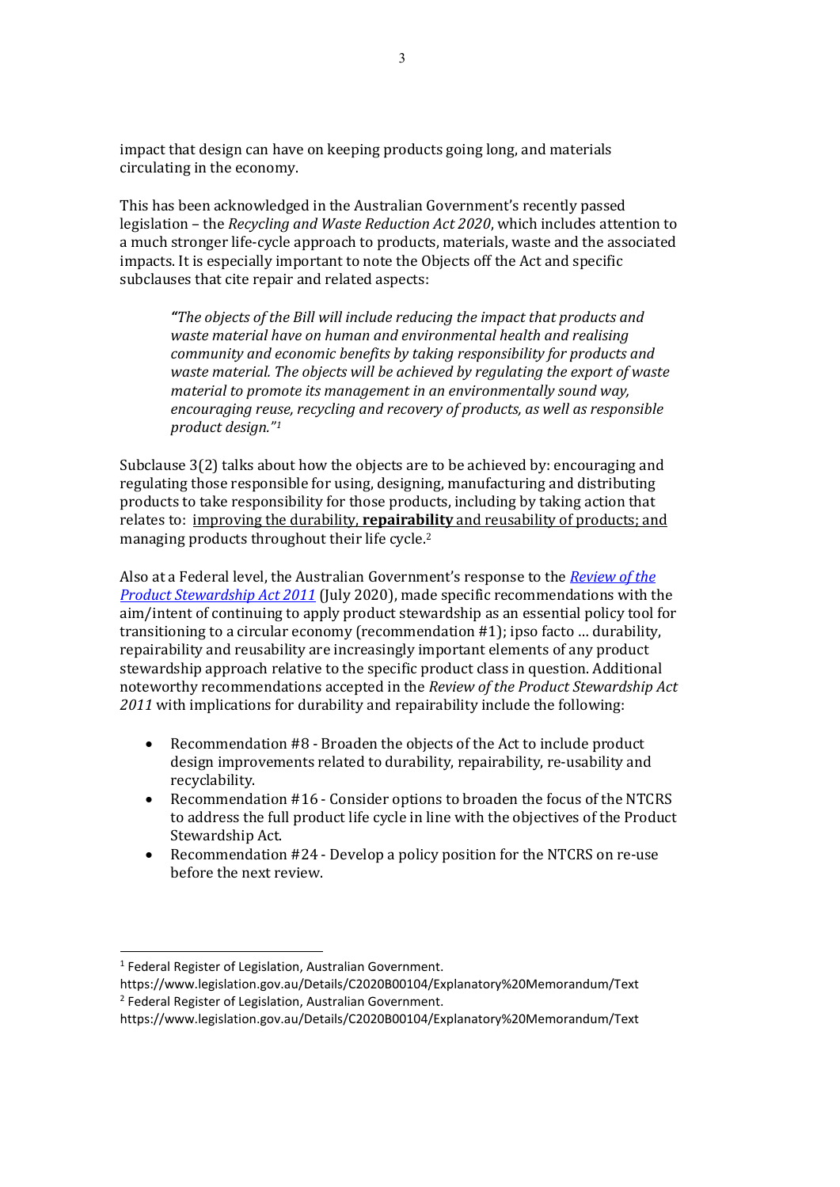impact that design can have on keeping products going long, and materials circulating in the economy.

This has been acknowledged in the Australian Government's recently passed legislation – the *Recycling and Waste Reduction Act 2020*, which includes attention to a much stronger life-cycle approach to products, materials, waste and the associated impacts. It is especially important to note the Objects off the Act and specific subclauses that cite repair and related aspects:

> *"The objects of the Bill will include reducing the impact that products and waste material have on human and environmental health and realising community and economic benefits by taking responsibility for products and waste material. The objects will be achieved by regulating the export of waste material to promote its management in an environmentally sound way, encouraging reuse, recycling and recovery of products, as well as responsible product design."*[1]

Subclause 3(2) talks about how the objects are to be achieved by: encouraging and regulating those responsible for using, designing, manufacturing and distributing products to take responsibility for those products, including by taking action that relates to: <u>improving the durability, **repairability** and reusability of products; and</u> managing products throughout their life cycle.[2]

Also at a Federal level, the Australian Government's response to the *Review of the Product Stewardship Act 2011* (July 2020), made specific recommendations with the aim/intent of continuing to apply product stewardship as an essential policy tool for transitioning to a circular economy (recommendation #1); ipso facto … durability, repairability and reusability are increasingly important elements of any product stewardship approach relative to the specific product class in question. Additional noteworthy recommendations accepted in the *Review of the Product Stewardship Act 2011* with implications for durability and repairability include the following:

- Recommendation #8 - Broaden the objects of the Act to include product design improvements related to durability, repairability, re-usability and recyclability.
- Recommendation #16 - Consider options to broaden the focus of the NTCRS to address the full product life cycle in line with the objectives of the Product Stewardship Act.
- Recommendation #24 - Develop a policy position for the NTCRS on re-use before the next review.

---

[1] Federal Register of Legislation, Australian Government. https://www.legislation.gov.au/Details/C2020B00104/Explanatory%20Memorandum/Text

[2] Federal Register of Legislation, Australian Government. https://www.legislation.gov.au/Details/C2020B00104/Explanatory%20Memorandum/Text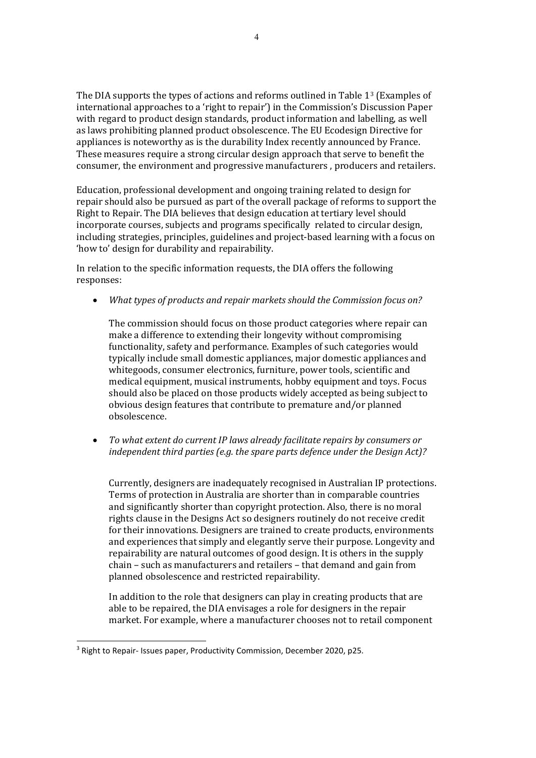The DIA supports the types of actions and reforms outlined in Table 1[3] (Examples of international approaches to a 'right to repair') in the Commission's Discussion Paper with regard to product design standards, product information and labelling, as well as laws prohibiting planned product obsolescence. The EU Ecodesign Directive for appliances is noteworthy as is the durability Index recently announced by France. These measures require a strong circular design approach that serve to benefit the consumer, the environment and progressive manufacturers , producers and retailers.

Education, professional development and ongoing training related to design for repair should also be pursued as part of the overall package of reforms to support the Right to Repair. The DIA believes that design education at tertiary level should incorporate courses, subjects and programs specifically related to circular design, including strategies, principles, guidelines and project-based learning with a focus on 'how to' design for durability and repairability.

In relation to the specific information requests, the DIA offers the following responses:

- *What types of products and repair markets should the Commission focus on?*

  The commission should focus on those product categories where repair can make a difference to extending their longevity without compromising functionality, safety and performance. Examples of such categories would typically include small domestic appliances, major domestic appliances and whitegoods, consumer electronics, furniture, power tools, scientific and medical equipment, musical instruments, hobby equipment and toys. Focus should also be placed on those products widely accepted as being subject to obvious design features that contribute to premature and/or planned obsolescence.

- *To what extent do current IP laws already facilitate repairs by consumers or independent third parties (e.g. the spare parts defence under the Design Act)?*

  Currently, designers are inadequately recognised in Australian IP protections. Terms of protection in Australia are shorter than in comparable countries and significantly shorter than copyright protection. Also, there is no moral rights clause in the Designs Act so designers routinely do not receive credit for their innovations. Designers are trained to create products, environments and experiences that simply and elegantly serve their purpose. Longevity and repairability are natural outcomes of good design. It is others in the supply chain – such as manufacturers and retailers – that demand and gain from planned obsolescence and restricted repairability.

  In addition to the role that designers can play in creating products that are able to be repaired, the DIA envisages a role for designers in the repair market. For example, where a manufacturer chooses not to retail component

[3] Right to Repair- Issues paper, Productivity Commission, December 2020, p25.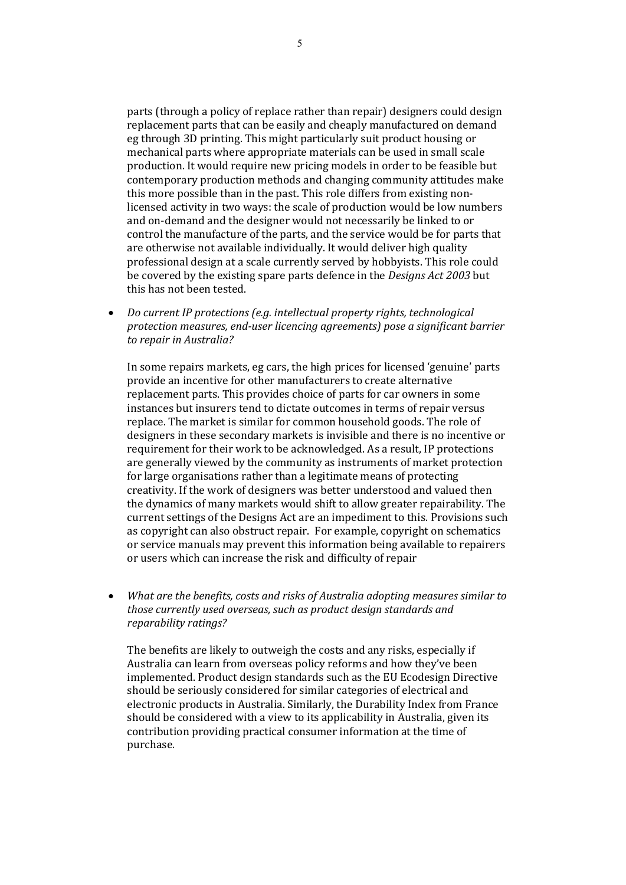parts (through a policy of replace rather than repair) designers could design replacement parts that can be easily and cheaply manufactured on demand eg through 3D printing. This might particularly suit product housing or mechanical parts where appropriate materials can be used in small scale production. It would require new pricing models in order to be feasible but contemporary production methods and changing community attitudes make this more possible than in the past. This role differs from existing non-licensed activity in two ways: the scale of production would be low numbers and on-demand and the designer would not necessarily be linked to or control the manufacture of the parts, and the service would be for parts that are otherwise not available individually. It would deliver high quality professional design at a scale currently served by hobbyists. This role could be covered by the existing spare parts defence in the *Designs Act 2003* but this has not been tested.

- *Do current IP protections (e.g. intellectual property rights, technological protection measures, end-user licencing agreements) pose a significant barrier to repair in Australia?*

  In some repairs markets, eg cars, the high prices for licensed 'genuine' parts provide an incentive for other manufacturers to create alternative replacement parts. This provides choice of parts for car owners in some instances but insurers tend to dictate outcomes in terms of repair versus replace. The market is similar for common household goods. The role of designers in these secondary markets is invisible and there is no incentive or requirement for their work to be acknowledged. As a result, IP protections are generally viewed by the community as instruments of market protection for large organisations rather than a legitimate means of protecting creativity. If the work of designers was better understood and valued then the dynamics of many markets would shift to allow greater repairability. The current settings of the Designs Act are an impediment to this. Provisions such as copyright can also obstruct repair. For example, copyright on schematics or service manuals may prevent this information being available to repairers or users which can increase the risk and difficulty of repair

- *What are the benefits, costs and risks of Australia adopting measures similar to those currently used overseas, such as product design standards and reparability ratings?*

  The benefits are likely to outweigh the costs and any risks, especially if Australia can learn from overseas policy reforms and how they've been implemented. Product design standards such as the EU Ecodesign Directive should be seriously considered for similar categories of electrical and electronic products in Australia. Similarly, the Durability Index from France should be considered with a view to its applicability in Australia, given its contribution providing practical consumer information at the time of purchase.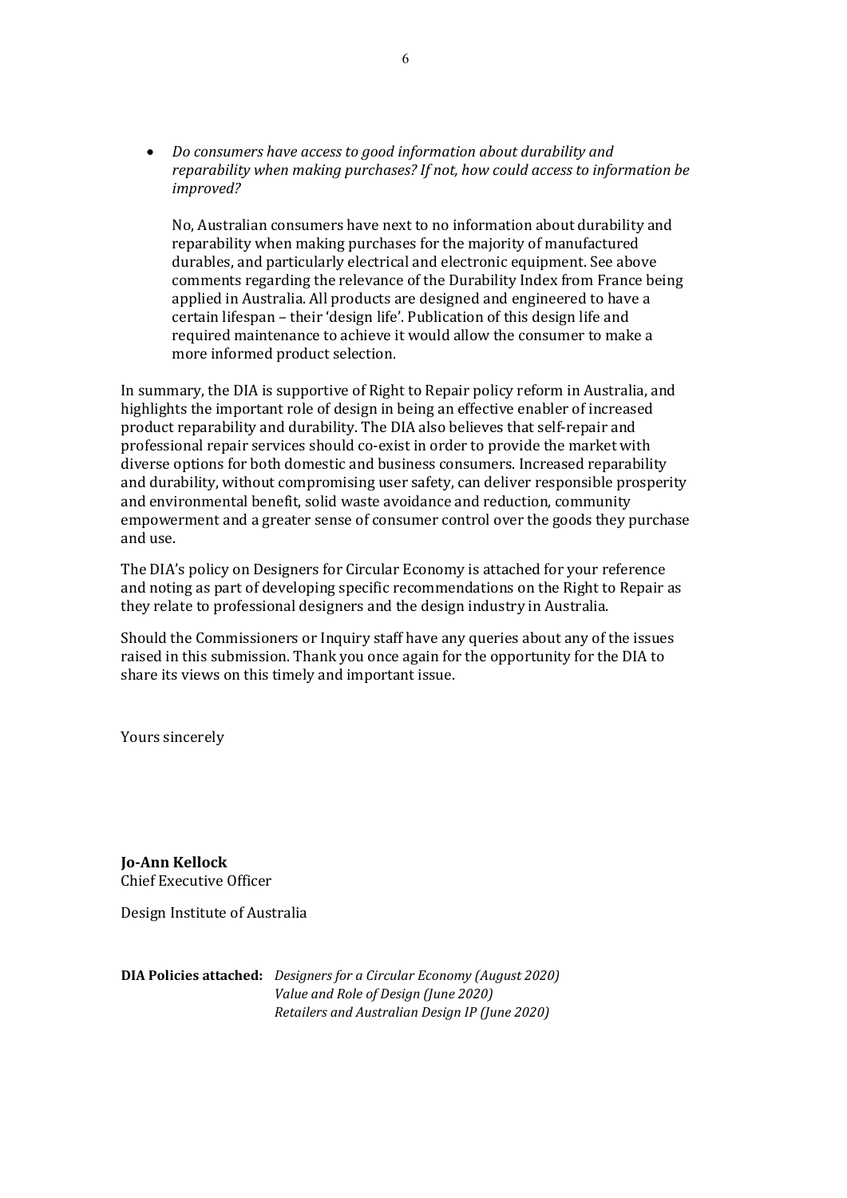- *Do consumers have access to good information about durability and reparability when making purchases? If not, how could access to information be improved?*

  No, Australian consumers have next to no information about durability and reparability when making purchases for the majority of manufactured durables, and particularly electrical and electronic equipment. See above comments regarding the relevance of the Durability Index from France being applied in Australia. All products are designed and engineered to have a certain lifespan – their 'design life'. Publication of this design life and required maintenance to achieve it would allow the consumer to make a more informed product selection.

In summary, the DIA is supportive of Right to Repair policy reform in Australia, and highlights the important role of design in being an effective enabler of increased product reparability and durability. The DIA also believes that self-repair and professional repair services should co-exist in order to provide the market with diverse options for both domestic and business consumers. Increased reparability and durability, without compromising user safety, can deliver responsible prosperity and environmental benefit, solid waste avoidance and reduction, community empowerment and a greater sense of consumer control over the goods they purchase and use.

The DIA's policy on Designers for Circular Economy is attached for your reference and noting as part of developing specific recommendations on the Right to Repair as they relate to professional designers and the design industry in Australia.

Should the Commissioners or Inquiry staff have any queries about any of the issues raised in this submission. Thank you once again for the opportunity for the DIA to share its views on this timely and important issue.

Yours sincerely

**Jo-Ann Kellock**
Chief Executive Officer

Design Institute of Australia

**DIA Policies attached:** *Designers for a Circular Economy (August 2020)*
*Value and Role of Design (June 2020)*
*Retailers and Australian Design IP (June 2020)*